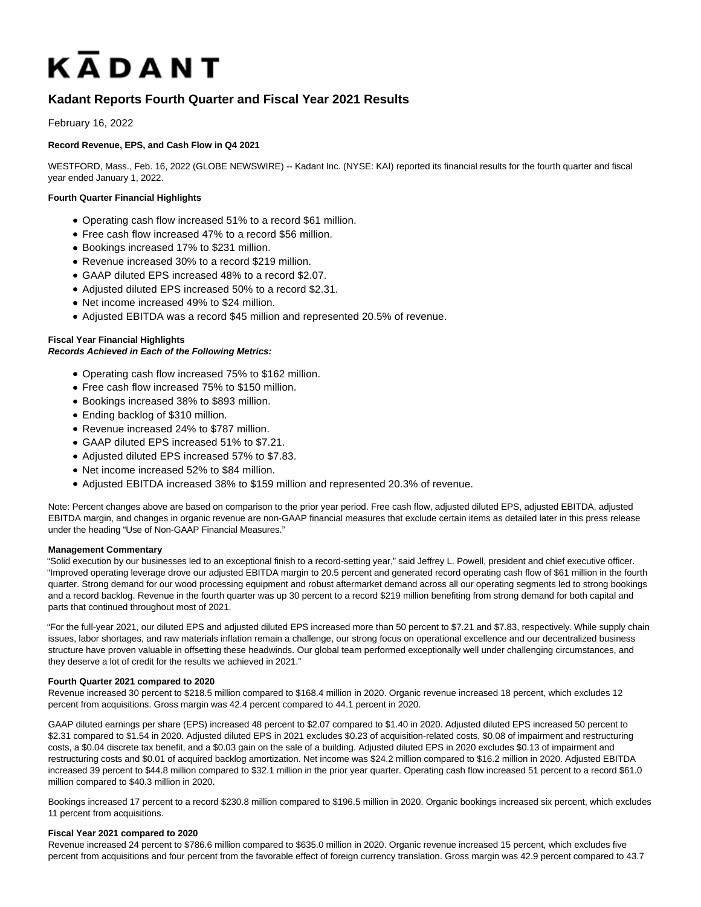# KĀDANT

## Kadant Reports Fourth Quarter and Fiscal Year 2021 Results

February 16, 2022

**Record Revenue, EPS, and Cash Flow in Q4 2021**

WESTFORD, Mass., Feb. 16, 2022 (GLOBE NEWSWIRE) -- Kadant Inc. (NYSE: KAI) reported its financial results for the fourth quarter and fiscal year ended January 1, 2022.

**Fourth Quarter Financial Highlights**

- Operating cash flow increased 51% to a record $61 million.
- Free cash flow increased 47% to a record $56 million.
- Bookings increased 17% to $231 million.
- Revenue increased 30% to a record $219 million.
- GAAP diluted EPS increased 48% to a record $2.07.
- Adjusted diluted EPS increased 50% to a record $2.31.
- Net income increased 49% to $24 million.
- Adjusted EBITDA was a record $45 million and represented 20.5% of revenue.

**Fiscal Year Financial Highlights**
***Records Achieved in Each of the Following Metrics:***

- Operating cash flow increased 75% to $162 million.
- Free cash flow increased 75% to $150 million.
- Bookings increased 38% to $893 million.
- Ending backlog of $310 million.
- Revenue increased 24% to $787 million.
- GAAP diluted EPS increased 51% to $7.21.
- Adjusted diluted EPS increased 57% to $7.83.
- Net income increased 52% to $84 million.
- Adjusted EBITDA increased 38% to $159 million and represented 20.3% of revenue.

Note: Percent changes above are based on comparison to the prior year period. Free cash flow, adjusted diluted EPS, adjusted EBITDA, adjusted EBITDA margin, and changes in organic revenue are non-GAAP financial measures that exclude certain items as detailed later in this press release under the heading "Use of Non-GAAP Financial Measures."

**Management Commentary**

"Solid execution by our businesses led to an exceptional finish to a record-setting year," said Jeffrey L. Powell, president and chief executive officer. "Improved operating leverage drove our adjusted EBITDA margin to 20.5 percent and generated record operating cash flow of $61 million in the fourth quarter. Strong demand for our wood processing equipment and robust aftermarket demand across all our operating segments led to strong bookings and a record backlog. Revenue in the fourth quarter was up 30 percent to a record $219 million benefiting from strong demand for both capital and parts that continued throughout most of 2021.

"For the full-year 2021, our diluted EPS and adjusted diluted EPS increased more than 50 percent to $7.21 and $7.83, respectively. While supply chain issues, labor shortages, and raw materials inflation remain a challenge, our strong focus on operational excellence and our decentralized business structure have proven valuable in offsetting these headwinds. Our global team performed exceptionally well under challenging circumstances, and they deserve a lot of credit for the results we achieved in 2021."

**Fourth Quarter 2021 compared to 2020**

Revenue increased 30 percent to $218.5 million compared to $168.4 million in 2020. Organic revenue increased 18 percent, which excludes 12 percent from acquisitions. Gross margin was 42.4 percent compared to 44.1 percent in 2020.

GAAP diluted earnings per share (EPS) increased 48 percent to $2.07 compared to $1.40 in 2020. Adjusted diluted EPS increased 50 percent to $2.31 compared to $1.54 in 2020. Adjusted diluted EPS in 2021 excludes $0.23 of acquisition-related costs, $0.08 of impairment and restructuring costs, a $0.04 discrete tax benefit, and a $0.03 gain on the sale of a building. Adjusted diluted EPS in 2020 excludes $0.13 of impairment and restructuring costs and $0.01 of acquired backlog amortization. Net income was $24.2 million compared to $16.2 million in 2020. Adjusted EBITDA increased 39 percent to $44.8 million compared to $32.1 million in the prior year quarter. Operating cash flow increased 51 percent to a record $61.0 million compared to $40.3 million in 2020.

Bookings increased 17 percent to a record $230.8 million compared to $196.5 million in 2020. Organic bookings increased six percent, which excludes 11 percent from acquisitions.

**Fiscal Year 2021 compared to 2020**

Revenue increased 24 percent to $786.6 million compared to $635.0 million in 2020. Organic revenue increased 15 percent, which excludes five percent from acquisitions and four percent from the favorable effect of foreign currency translation. Gross margin was 42.9 percent compared to 43.7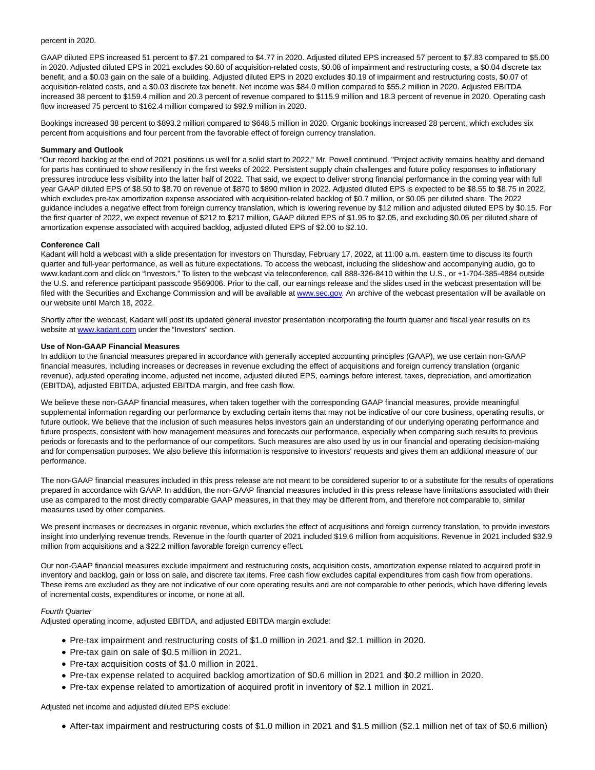percent in 2020.

GAAP diluted EPS increased 51 percent to $7.21 compared to $4.77 in 2020. Adjusted diluted EPS increased 57 percent to $7.83 compared to $5.00 in 2020. Adjusted diluted EPS in 2021 excludes $0.60 of acquisition-related costs, $0.08 of impairment and restructuring costs, a $0.04 discrete tax benefit, and a $0.03 gain on the sale of a building. Adjusted diluted EPS in 2020 excludes $0.19 of impairment and restructuring costs, $0.07 of acquisition-related costs, and a $0.03 discrete tax benefit. Net income was $84.0 million compared to $55.2 million in 2020. Adjusted EBITDA increased 38 percent to $159.4 million and 20.3 percent of revenue compared to $115.9 million and 18.3 percent of revenue in 2020. Operating cash flow increased 75 percent to $162.4 million compared to $92.9 million in 2020.

Bookings increased 38 percent to $893.2 million compared to $648.5 million in 2020. Organic bookings increased 28 percent, which excludes six percent from acquisitions and four percent from the favorable effect of foreign currency translation.

**Summary and Outlook**

"Our record backlog at the end of 2021 positions us well for a solid start to 2022," Mr. Powell continued. "Project activity remains healthy and demand for parts has continued to show resiliency in the first weeks of 2022. Persistent supply chain challenges and future policy responses to inflationary pressures introduce less visibility into the latter half of 2022. That said, we expect to deliver strong financial performance in the coming year with full year GAAP diluted EPS of $8.50 to $8.70 on revenue of $870 to $890 million in 2022. Adjusted diluted EPS is expected to be $8.55 to $8.75 in 2022, which excludes pre-tax amortization expense associated with acquisition-related backlog of $0.7 million, or $0.05 per diluted share. The 2022 guidance includes a negative effect from foreign currency translation, which is lowering revenue by $12 million and adjusted diluted EPS by $0.15. For the first quarter of 2022, we expect revenue of $212 to $217 million, GAAP diluted EPS of $1.95 to $2.05, and excluding $0.05 per diluted share of amortization expense associated with acquired backlog, adjusted diluted EPS of $2.00 to $2.10.

**Conference Call**

Kadant will hold a webcast with a slide presentation for investors on Thursday, February 17, 2022, at 11:00 a.m. eastern time to discuss its fourth quarter and full-year performance, as well as future expectations. To access the webcast, including the slideshow and accompanying audio, go to www.kadant.com and click on "Investors." To listen to the webcast via teleconference, call 888-326-8410 within the U.S., or +1-704-385-4884 outside the U.S. and reference participant passcode 9569006. Prior to the call, our earnings release and the slides used in the webcast presentation will be filed with the Securities and Exchange Commission and will be available at www.sec.gov. An archive of the webcast presentation will be available on our website until March 18, 2022.

Shortly after the webcast, Kadant will post its updated general investor presentation incorporating the fourth quarter and fiscal year results on its website at www.kadant.com under the "Investors" section.

**Use of Non-GAAP Financial Measures**

In addition to the financial measures prepared in accordance with generally accepted accounting principles (GAAP), we use certain non-GAAP financial measures, including increases or decreases in revenue excluding the effect of acquisitions and foreign currency translation (organic revenue), adjusted operating income, adjusted net income, adjusted diluted EPS, earnings before interest, taxes, depreciation, and amortization (EBITDA), adjusted EBITDA, adjusted EBITDA margin, and free cash flow.

We believe these non-GAAP financial measures, when taken together with the corresponding GAAP financial measures, provide meaningful supplemental information regarding our performance by excluding certain items that may not be indicative of our core business, operating results, or future outlook. We believe that the inclusion of such measures helps investors gain an understanding of our underlying operating performance and future prospects, consistent with how management measures and forecasts our performance, especially when comparing such results to previous periods or forecasts and to the performance of our competitors. Such measures are also used by us in our financial and operating decision-making and for compensation purposes. We also believe this information is responsive to investors' requests and gives them an additional measure of our performance.

The non-GAAP financial measures included in this press release are not meant to be considered superior to or a substitute for the results of operations prepared in accordance with GAAP. In addition, the non-GAAP financial measures included in this press release have limitations associated with their use as compared to the most directly comparable GAAP measures, in that they may be different from, and therefore not comparable to, similar measures used by other companies.

We present increases or decreases in organic revenue, which excludes the effect of acquisitions and foreign currency translation, to provide investors insight into underlying revenue trends. Revenue in the fourth quarter of 2021 included $19.6 million from acquisitions. Revenue in 2021 included $32.9 million from acquisitions and a $22.2 million favorable foreign currency effect.

Our non-GAAP financial measures exclude impairment and restructuring costs, acquisition costs, amortization expense related to acquired profit in inventory and backlog, gain or loss on sale, and discrete tax items. Free cash flow excludes capital expenditures from cash flow from operations. These items are excluded as they are not indicative of our core operating results and are not comparable to other periods, which have differing levels of incremental costs, expenditures or income, or none at all.

*Fourth Quarter*

Adjusted operating income, adjusted EBITDA, and adjusted EBITDA margin exclude:

- Pre-tax impairment and restructuring costs of $1.0 million in 2021 and $2.1 million in 2020.
- Pre-tax gain on sale of $0.5 million in 2021.
- Pre-tax acquisition costs of $1.0 million in 2021.
- Pre-tax expense related to acquired backlog amortization of $0.6 million in 2021 and $0.2 million in 2020.
- Pre-tax expense related to amortization of acquired profit in inventory of $2.1 million in 2021.

Adjusted net income and adjusted diluted EPS exclude:

- After-tax impairment and restructuring costs of $1.0 million in 2021 and $1.5 million ($2.1 million net of tax of $0.6 million)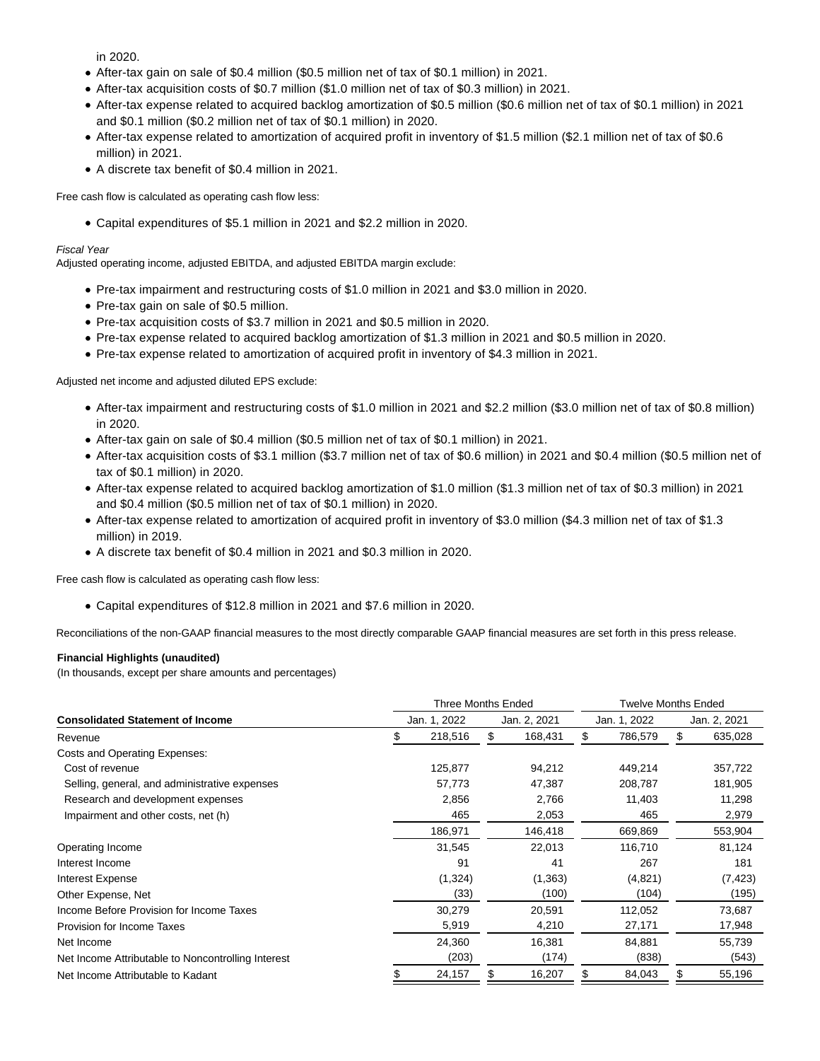in 2020.

- After-tax gain on sale of $0.4 million ($0.5 million net of tax of $0.1 million) in 2021.
- After-tax acquisition costs of $0.7 million ($1.0 million net of tax of $0.3 million) in 2021.
- After-tax expense related to acquired backlog amortization of $0.5 million ($0.6 million net of tax of $0.1 million) in 2021 and $0.1 million ($0.2 million net of tax of $0.1 million) in 2020.
- After-tax expense related to amortization of acquired profit in inventory of $1.5 million ($2.1 million net of tax of $0.6 million) in 2021.
- A discrete tax benefit of $0.4 million in 2021.

Free cash flow is calculated as operating cash flow less:

- Capital expenditures of $5.1 million in 2021 and $2.2 million in 2020.

*Fiscal Year*

Adjusted operating income, adjusted EBITDA, and adjusted EBITDA margin exclude:

- Pre-tax impairment and restructuring costs of $1.0 million in 2021 and $3.0 million in 2020.
- Pre-tax gain on sale of $0.5 million.
- Pre-tax acquisition costs of $3.7 million in 2021 and $0.5 million in 2020.
- Pre-tax expense related to acquired backlog amortization of $1.3 million in 2021 and $0.5 million in 2020.
- Pre-tax expense related to amortization of acquired profit in inventory of $4.3 million in 2021.

Adjusted net income and adjusted diluted EPS exclude:

- After-tax impairment and restructuring costs of $1.0 million in 2021 and $2.2 million ($3.0 million net of tax of $0.8 million) in 2020.
- After-tax gain on sale of $0.4 million ($0.5 million net of tax of $0.1 million) in 2021.
- After-tax acquisition costs of $3.1 million ($3.7 million net of tax of $0.6 million) in 2021 and $0.4 million ($0.5 million net of tax of $0.1 million) in 2020.
- After-tax expense related to acquired backlog amortization of $1.0 million ($1.3 million net of tax of $0.3 million) in 2021 and $0.4 million ($0.5 million net of tax of $0.1 million) in 2020.
- After-tax expense related to amortization of acquired profit in inventory of $3.0 million ($4.3 million net of tax of $1.3 million) in 2019.
- A discrete tax benefit of $0.4 million in 2021 and $0.3 million in 2020.

Free cash flow is calculated as operating cash flow less:

- Capital expenditures of $12.8 million in 2021 and $7.6 million in 2020.

Reconciliations of the non-GAAP financial measures to the most directly comparable GAAP financial measures are set forth in this press release.

**Financial Highlights (unaudited)**

(In thousands, except per share amounts and percentages)

| | Three Months Ended | | Twelve Months Ended | |
|---|---|---|---|---|
| **Consolidated Statement of Income** | Jan. 1, 2022 | Jan. 2, 2021 | Jan. 1, 2022 | Jan. 2, 2021 |
| Revenue | $ 218,516 | $ 168,431 | $ 786,579 | $ 635,028 |
| Costs and Operating Expenses: | | | | |
| Cost of revenue | 125,877 | 94,212 | 449,214 | 357,722 |
| Selling, general, and administrative expenses | 57,773 | 47,387 | 208,787 | 181,905 |
| Research and development expenses | 2,856 | 2,766 | 11,403 | 11,298 |
| Impairment and other costs, net (h) | 465 | 2,053 | 465 | 2,979 |
| | 186,971 | 146,418 | 669,869 | 553,904 |
| Operating Income | 31,545 | 22,013 | 116,710 | 81,124 |
| Interest Income | 91 | 41 | 267 | 181 |
| Interest Expense | (1,324) | (1,363) | (4,821) | (7,423) |
| Other Expense, Net | (33) | (100) | (104) | (195) |
| Income Before Provision for Income Taxes | 30,279 | 20,591 | 112,052 | 73,687 |
| Provision for Income Taxes | 5,919 | 4,210 | 27,171 | 17,948 |
| Net Income | 24,360 | 16,381 | 84,881 | 55,739 |
| Net Income Attributable to Noncontrolling Interest | (203) | (174) | (838) | (543) |
| Net Income Attributable to Kadant | $ 24,157 | $ 16,207 | $ 84,043 | $ 55,196 |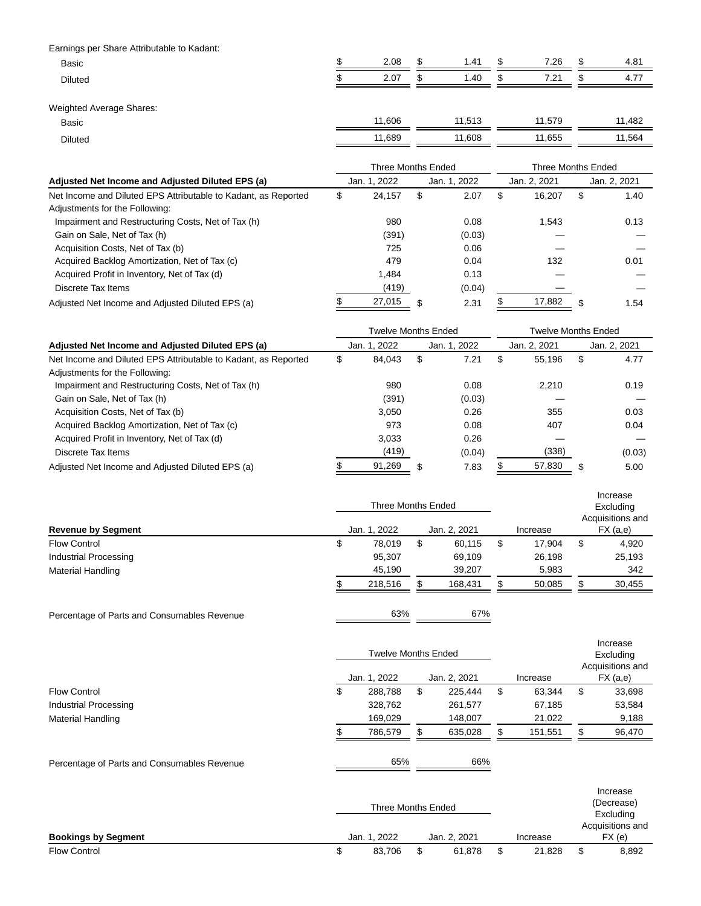| | | | | |
|---|---|---|---|---|
| Earnings per Share Attributable to Kadant: | | | | |
| Basic | $ 2.08 | $ 1.41 | $ 7.26 | $ 4.81 |
| Diluted | $ 2.07 | $ 1.40 | $ 7.21 | $ 4.77 |
| | | | | |
| Weighted Average Shares: | | | | |
| Basic | 11,606 | 11,513 | 11,579 | 11,482 |
| Diluted | 11,689 | 11,608 | 11,655 | 11,564 |

| | Three Months Ended | | Three Months Ended | |
|---|---|---|---|---|
| **Adjusted Net Income and Adjusted Diluted EPS (a)** | Jan. 1, 2022 | Jan. 1, 2022 | Jan. 2, 2021 | Jan. 2, 2021 |
| Net Income and Diluted EPS Attributable to Kadant, as Reported | $ 24,157 | $ 2.07 | $ 16,207 | $ 1.40 |
| Adjustments for the Following: | | | | |
| Impairment and Restructuring Costs, Net of Tax (h) | 980 | 0.08 | 1,543 | 0.13 |
| Gain on Sale, Net of Tax (h) | (391) | (0.03) | — | — |
| Acquisition Costs, Net of Tax (b) | 725 | 0.06 | — | — |
| Acquired Backlog Amortization, Net of Tax (c) | 479 | 0.04 | 132 | 0.01 |
| Acquired Profit in Inventory, Net of Tax (d) | 1,484 | 0.13 | — | — |
| Discrete Tax Items | (419) | (0.04) | — | — |
| Adjusted Net Income and Adjusted Diluted EPS (a) | $ 27,015 | $ 2.31 | $ 17,882 | $ 1.54 |

| | Twelve Months Ended | | Twelve Months Ended | |
|---|---|---|---|---|
| **Adjusted Net Income and Adjusted Diluted EPS (a)** | Jan. 1, 2022 | Jan. 1, 2022 | Jan. 2, 2021 | Jan. 2, 2021 |
| Net Income and Diluted EPS Attributable to Kadant, as Reported | $ 84,043 | $ 7.21 | $ 55,196 | $ 4.77 |
| Adjustments for the Following: | | | | |
| Impairment and Restructuring Costs, Net of Tax (h) | 980 | 0.08 | 2,210 | 0.19 |
| Gain on Sale, Net of Tax (h) | (391) | (0.03) | — | — |
| Acquisition Costs, Net of Tax (b) | 3,050 | 0.26 | 355 | 0.03 |
| Acquired Backlog Amortization, Net of Tax (c) | 973 | 0.08 | 407 | 0.04 |
| Acquired Profit in Inventory, Net of Tax (d) | 3,033 | 0.26 | — | — |
| Discrete Tax Items | (419) | (0.04) | (338) | (0.03) |
| Adjusted Net Income and Adjusted Diluted EPS (a) | $ 91,269 | $ 7.83 | $ 57,830 | $ 5.00 |

| | Three Months Ended | | | Increase Excluding Acquisitions and FX (a,e) |
|---|---|---|---|---|
| **Revenue by Segment** | Jan. 1, 2022 | Jan. 2, 2021 | Increase | |
| Flow Control | $ 78,019 | $ 60,115 | $ 17,904 | $ 4,920 |
| Industrial Processing | 95,307 | 69,109 | 26,198 | 25,193 |
| Material Handling | 45,190 | 39,207 | 5,983 | 342 |
| | $ 218,516 | $ 168,431 | $ 50,085 | $ 30,455 |
| | | | | |
| Percentage of Parts and Consumables Revenue | 63% | 67% | | |

| | Twelve Months Ended | | | Increase Excluding Acquisitions and FX (a,e) |
|---|---|---|---|---|
| | Jan. 1, 2022 | Jan. 2, 2021 | Increase | |
| Flow Control | $ 288,788 | $ 225,444 | $ 63,344 | $ 33,698 |
| Industrial Processing | 328,762 | 261,577 | 67,185 | 53,584 |
| Material Handling | 169,029 | 148,007 | 21,022 | 9,188 |
| | $ 786,579 | $ 635,028 | $ 151,551 | $ 96,470 |
| | | | | |
| Percentage of Parts and Consumables Revenue | 65% | 66% | | |

| | Three Months Ended | | | Increase (Decrease) Excluding Acquisitions and FX (e) |
|---|---|---|---|---|
| **Bookings by Segment** | Jan. 1, 2022 | Jan. 2, 2021 | Increase | |
| Flow Control | $ 83,706 | $ 61,878 | $ 21,828 | $ 8,892 |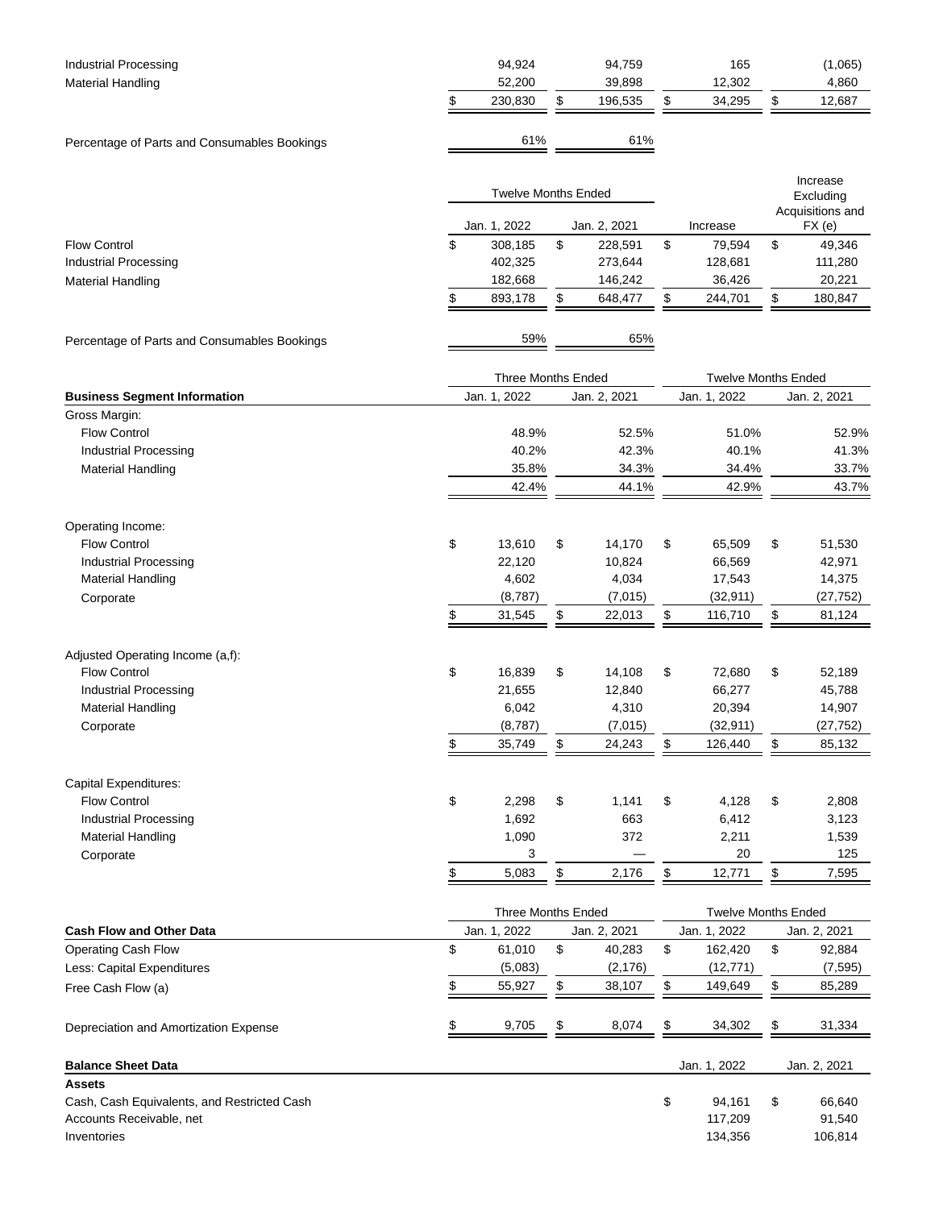| | | | | |
|---|---|---|---|---|
| Industrial Processing | 94,924 | 94,759 | 165 | (1,065) |
| Material Handling | 52,200 | 39,898 | 12,302 | 4,860 |
| | $ 230,830 | $ 196,535 | $ 34,295 | $ 12,687 |
| Percentage of Parts and Consumables Bookings | 61% | 61% | | |

| | Twelve Months Ended | | | Increase Excluding Acquisitions and FX (e) |
|---|---|---|---|---|
| | Jan. 1, 2022 | Jan. 2, 2021 | Increase | |
| Flow Control | $ 308,185 | $ 228,591 | $ 79,594 | $ 49,346 |
| Industrial Processing | 402,325 | 273,644 | 128,681 | 111,280 |
| Material Handling | 182,668 | 146,242 | 36,426 | 20,221 |
| | $ 893,178 | $ 648,477 | $ 244,701 | $ 180,847 |
| Percentage of Parts and Consumables Bookings | 59% | 65% | | |

| | Three Months Ended | | Twelve Months Ended | |
|---|---|---|---|---|
| **Business Segment Information** | Jan. 1, 2022 | Jan. 2, 2021 | Jan. 1, 2022 | Jan. 2, 2021 |
| Gross Margin: | | | | |
| Flow Control | 48.9% | 52.5% | 51.0% | 52.9% |
| Industrial Processing | 40.2% | 42.3% | 40.1% | 41.3% |
| Material Handling | 35.8% | 34.3% | 34.4% | 33.7% |
| | 42.4% | 44.1% | 42.9% | 43.7% |
| Operating Income: | | | | |
| Flow Control | $ 13,610 | $ 14,170 | $ 65,509 | $ 51,530 |
| Industrial Processing | 22,120 | 10,824 | 66,569 | 42,971 |
| Material Handling | 4,602 | 4,034 | 17,543 | 14,375 |
| Corporate | (8,787) | (7,015) | (32,911) | (27,752) |
| | $ 31,545 | $ 22,013 | $ 116,710 | $ 81,124 |
| Adjusted Operating Income (a,f): | | | | |
| Flow Control | $ 16,839 | $ 14,108 | $ 72,680 | $ 52,189 |
| Industrial Processing | 21,655 | 12,840 | 66,277 | 45,788 |
| Material Handling | 6,042 | 4,310 | 20,394 | 14,907 |
| Corporate | (8,787) | (7,015) | (32,911) | (27,752) |
| | $ 35,749 | $ 24,243 | $ 126,440 | $ 85,132 |
| Capital Expenditures: | | | | |
| Flow Control | $ 2,298 | $ 1,141 | $ 4,128 | $ 2,808 |
| Industrial Processing | 1,692 | 663 | 6,412 | 3,123 |
| Material Handling | 1,090 | 372 | 2,211 | 1,539 |
| Corporate | 3 | — | 20 | 125 |
| | $ 5,083 | $ 2,176 | $ 12,771 | $ 7,595 |

| | Three Months Ended | | Twelve Months Ended | |
|---|---|---|---|---|
| **Cash Flow and Other Data** | Jan. 1, 2022 | Jan. 2, 2021 | Jan. 1, 2022 | Jan. 2, 2021 |
| Operating Cash Flow | $ 61,010 | $ 40,283 | $ 162,420 | $ 92,884 |
| Less: Capital Expenditures | (5,083) | (2,176) | (12,771) | (7,595) |
| Free Cash Flow (a) | $ 55,927 | $ 38,107 | $ 149,649 | $ 85,289 |
| Depreciation and Amortization Expense | $ 9,705 | $ 8,074 | $ 34,302 | $ 31,334 |

| **Balance Sheet Data** | Jan. 1, 2022 | Jan. 2, 2021 |
|---|---|---|
| **Assets** | | |
| Cash, Cash Equivalents, and Restricted Cash | $ 94,161 | $ 66,640 |
| Accounts Receivable, net | 117,209 | 91,540 |
| Inventories | 134,356 | 106,814 |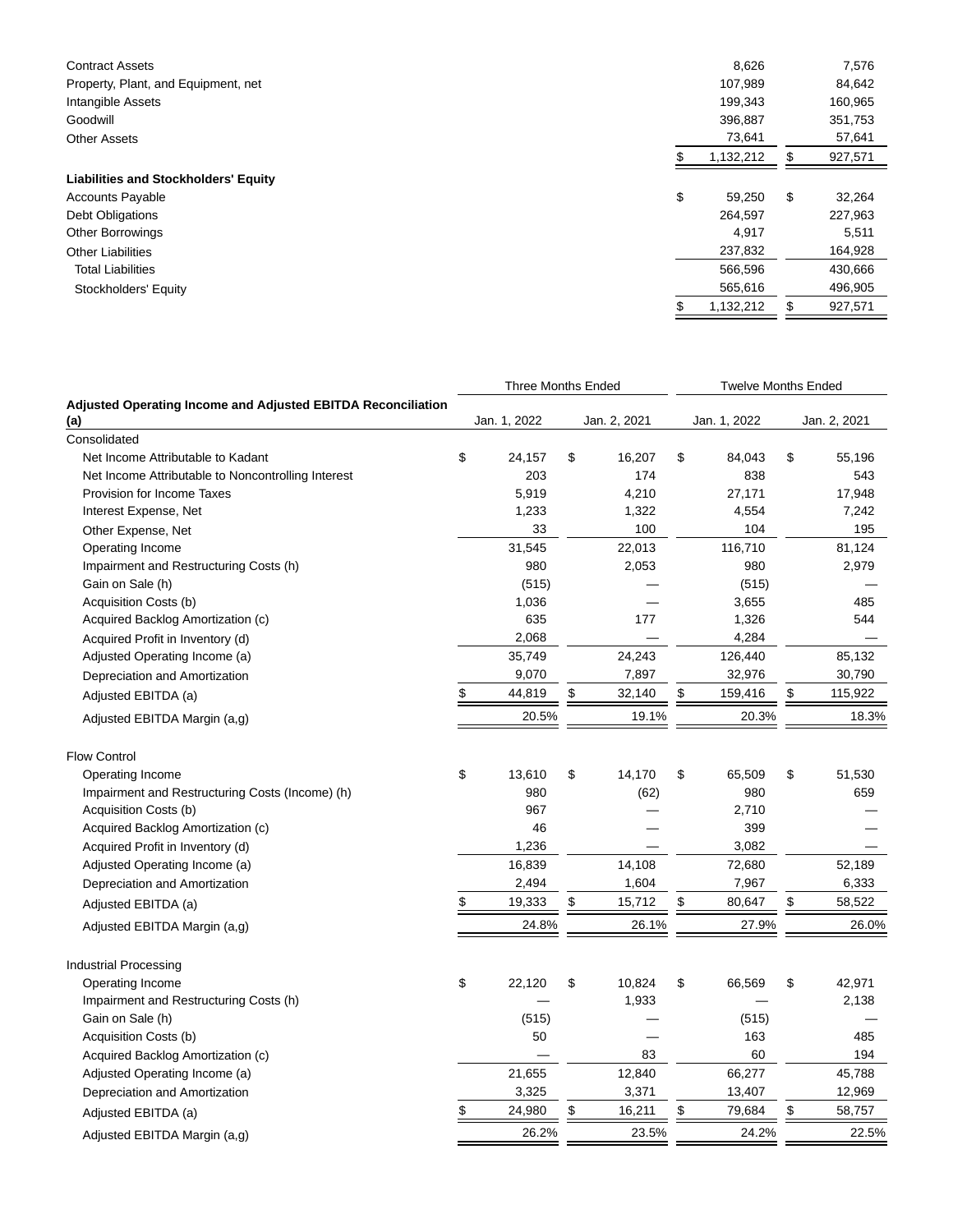| | | |
|---|---|---|
| Contract Assets | 8,626 | 7,576 |
| Property, Plant, and Equipment, net | 107,989 | 84,642 |
| Intangible Assets | 199,343 | 160,965 |
| Goodwill | 396,887 | 351,753 |
| Other Assets | 73,641 | 57,641 |
| | $ 1,132,212 | $ 927,571 |
| **Liabilities and Stockholders' Equity** | | |
| Accounts Payable | $ 59,250 | $ 32,264 |
| Debt Obligations | 264,597 | 227,963 |
| Other Borrowings | 4,917 | 5,511 |
| Other Liabilities | 237,832 | 164,928 |
| Total Liabilities | 566,596 | 430,666 |
| Stockholders' Equity | 565,616 | 496,905 |
| | $ 1,132,212 | $ 927,571 |

| | Three Months Ended | | Twelve Months Ended | |
|---|---|---|---|---|
| **Adjusted Operating Income and Adjusted EBITDA Reconciliation (a)** | Jan. 1, 2022 | Jan. 2, 2021 | Jan. 1, 2022 | Jan. 2, 2021 |
| Consolidated | | | | |
| Net Income Attributable to Kadant | $ 24,157 | $ 16,207 | $ 84,043 | $ 55,196 |
| Net Income Attributable to Noncontrolling Interest | 203 | 174 | 838 | 543 |
| Provision for Income Taxes | 5,919 | 4,210 | 27,171 | 17,948 |
| Interest Expense, Net | 1,233 | 1,322 | 4,554 | 7,242 |
| Other Expense, Net | 33 | 100 | 104 | 195 |
| Operating Income | 31,545 | 22,013 | 116,710 | 81,124 |
| Impairment and Restructuring Costs (h) | 980 | 2,053 | 980 | 2,979 |
| Gain on Sale (h) | (515) | — | (515) | — |
| Acquisition Costs (b) | 1,036 | — | 3,655 | 485 |
| Acquired Backlog Amortization (c) | 635 | 177 | 1,326 | 544 |
| Acquired Profit in Inventory (d) | 2,068 | — | 4,284 | — |
| Adjusted Operating Income (a) | 35,749 | 24,243 | 126,440 | 85,132 |
| Depreciation and Amortization | 9,070 | 7,897 | 32,976 | 30,790 |
| Adjusted EBITDA (a) | $ 44,819 | $ 32,140 | $ 159,416 | $ 115,922 |
| Adjusted EBITDA Margin (a,g) | 20.5% | 19.1% | 20.3% | 18.3% |
| | | | | |
| Flow Control | | | | |
| Operating Income | $ 13,610 | $ 14,170 | $ 65,509 | $ 51,530 |
| Impairment and Restructuring Costs (Income) (h) | 980 | (62) | 980 | 659 |
| Acquisition Costs (b) | 967 | — | 2,710 | — |
| Acquired Backlog Amortization (c) | 46 | — | 399 | — |
| Acquired Profit in Inventory (d) | 1,236 | — | 3,082 | — |
| Adjusted Operating Income (a) | 16,839 | 14,108 | 72,680 | 52,189 |
| Depreciation and Amortization | 2,494 | 1,604 | 7,967 | 6,333 |
| Adjusted EBITDA (a) | $ 19,333 | $ 15,712 | $ 80,647 | $ 58,522 |
| Adjusted EBITDA Margin (a,g) | 24.8% | 26.1% | 27.9% | 26.0% |
| | | | | |
| Industrial Processing | | | | |
| Operating Income | $ 22,120 | $ 10,824 | $ 66,569 | $ 42,971 |
| Impairment and Restructuring Costs (h) | — | 1,933 | — | 2,138 |
| Gain on Sale (h) | (515) | — | (515) | — |
| Acquisition Costs (b) | 50 | — | 163 | 485 |
| Acquired Backlog Amortization (c) | — | 83 | 60 | 194 |
| Adjusted Operating Income (a) | 21,655 | 12,840 | 66,277 | 45,788 |
| Depreciation and Amortization | 3,325 | 3,371 | 13,407 | 12,969 |
| Adjusted EBITDA (a) | $ 24,980 | $ 16,211 | $ 79,684 | $ 58,757 |
| Adjusted EBITDA Margin (a,g) | 26.2% | 23.5% | 24.2% | 22.5% |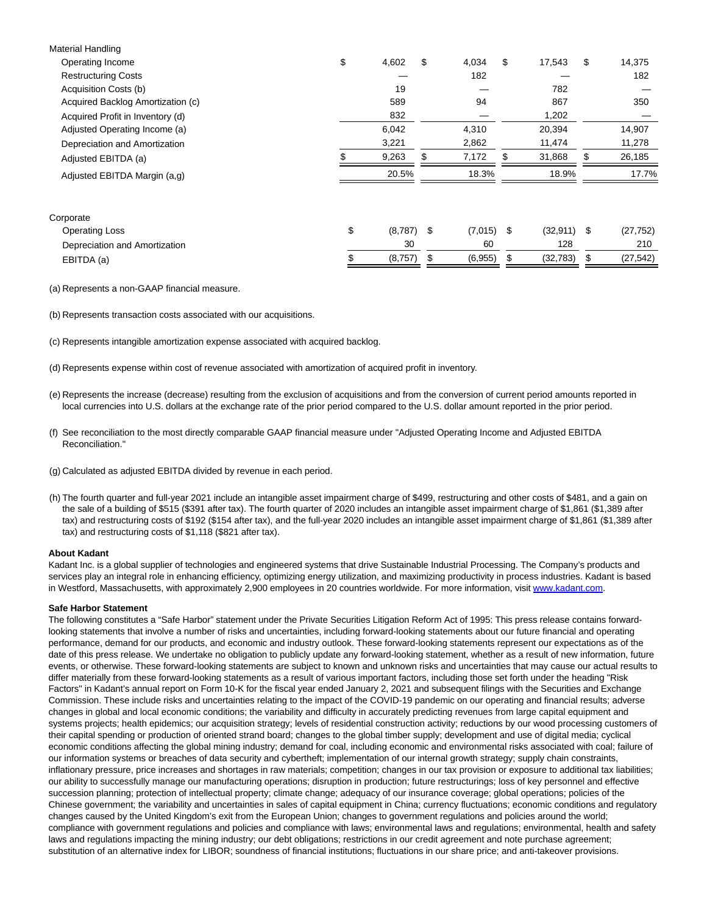| | | | | |
|---|---|---|---|---|
| Material Handling | | | | |
| Operating Income | $ 4,602 | $ 4,034 | $ 17,543 | $ 14,375 |
| Restructuring Costs | — | 182 | — | 182 |
| Acquisition Costs (b) | 19 | — | 782 | — |
| Acquired Backlog Amortization (c) | 589 | 94 | 867 | 350 |
| Acquired Profit in Inventory (d) | 832 | — | 1,202 | — |
| Adjusted Operating Income (a) | 6,042 | 4,310 | 20,394 | 14,907 |
| Depreciation and Amortization | 3,221 | 2,862 | 11,474 | 11,278 |
| Adjusted EBITDA (a) | $ 9,263 | $ 7,172 | $ 31,868 | $ 26,185 |
| Adjusted EBITDA Margin (a,g) | 20.5% | 18.3% | 18.9% | 17.7% |
| | | | | |
| Corporate | | | | |
| Operating Loss | $ (8,787) | $ (7,015) | $ (32,911) | $ (27,752) |
| Depreciation and Amortization | 30 | 60 | 128 | 210 |
| EBITDA (a) | $ (8,757) | $ (6,955) | $ (32,783) | $ (27,542) |

(a) Represents a non-GAAP financial measure.

(b) Represents transaction costs associated with our acquisitions.

(c) Represents intangible amortization expense associated with acquired backlog.

(d) Represents expense within cost of revenue associated with amortization of acquired profit in inventory.

(e) Represents the increase (decrease) resulting from the exclusion of acquisitions and from the conversion of current period amounts reported in local currencies into U.S. dollars at the exchange rate of the prior period compared to the U.S. dollar amount reported in the prior period.

(f) See reconciliation to the most directly comparable GAAP financial measure under "Adjusted Operating Income and Adjusted EBITDA Reconciliation."

(g) Calculated as adjusted EBITDA divided by revenue in each period.

(h) The fourth quarter and full-year 2021 include an intangible asset impairment charge of $499, restructuring and other costs of $481, and a gain on the sale of a building of $515 ($391 after tax). The fourth quarter of 2020 includes an intangible asset impairment charge of $1,861 ($1,389 after tax) and restructuring costs of $192 ($154 after tax), and the full-year 2020 includes an intangible asset impairment charge of $1,861 ($1,389 after tax) and restructuring costs of $1,118 ($821 after tax).

**About Kadant**

Kadant Inc. is a global supplier of technologies and engineered systems that drive Sustainable Industrial Processing. The Company's products and services play an integral role in enhancing efficiency, optimizing energy utilization, and maximizing productivity in process industries. Kadant is based in Westford, Massachusetts, with approximately 2,900 employees in 20 countries worldwide. For more information, visit www.kadant.com.

**Safe Harbor Statement**

The following constitutes a "Safe Harbor" statement under the Private Securities Litigation Reform Act of 1995: This press release contains forward-looking statements that involve a number of risks and uncertainties, including forward-looking statements about our future financial and operating performance, demand for our products, and economic and industry outlook. These forward-looking statements represent our expectations as of the date of this press release. We undertake no obligation to publicly update any forward-looking statement, whether as a result of new information, future events, or otherwise. These forward-looking statements are subject to known and unknown risks and uncertainties that may cause our actual results to differ materially from these forward-looking statements as a result of various important factors, including those set forth under the heading "Risk Factors" in Kadant's annual report on Form 10-K for the fiscal year ended January 2, 2021 and subsequent filings with the Securities and Exchange Commission. These include risks and uncertainties relating to the impact of the COVID-19 pandemic on our operating and financial results; adverse changes in global and local economic conditions; the variability and difficulty in accurately predicting revenues from large capital equipment and systems projects; health epidemics; our acquisition strategy; levels of residential construction activity; reductions by our wood processing customers of their capital spending or production of oriented strand board; changes to the global timber supply; development and use of digital media; cyclical economic conditions affecting the global mining industry; demand for coal, including economic and environmental risks associated with coal; failure of our information systems or breaches of data security and cybertheft; implementation of our internal growth strategy; supply chain constraints, inflationary pressure, price increases and shortages in raw materials; competition; changes in our tax provision or exposure to additional tax liabilities; our ability to successfully manage our manufacturing operations; disruption in production; future restructurings; loss of key personnel and effective succession planning; protection of intellectual property; climate change; adequacy of our insurance coverage; global operations; policies of the Chinese government; the variability and uncertainties in sales of capital equipment in China; currency fluctuations; economic conditions and regulatory changes caused by the United Kingdom's exit from the European Union; changes to government regulations and policies around the world; compliance with government regulations and policies and compliance with laws; environmental laws and regulations; environmental, health and safety laws and regulations impacting the mining industry; our debt obligations; restrictions in our credit agreement and note purchase agreement; substitution of an alternative index for LIBOR; soundness of financial institutions; fluctuations in our share price; and anti-takeover provisions.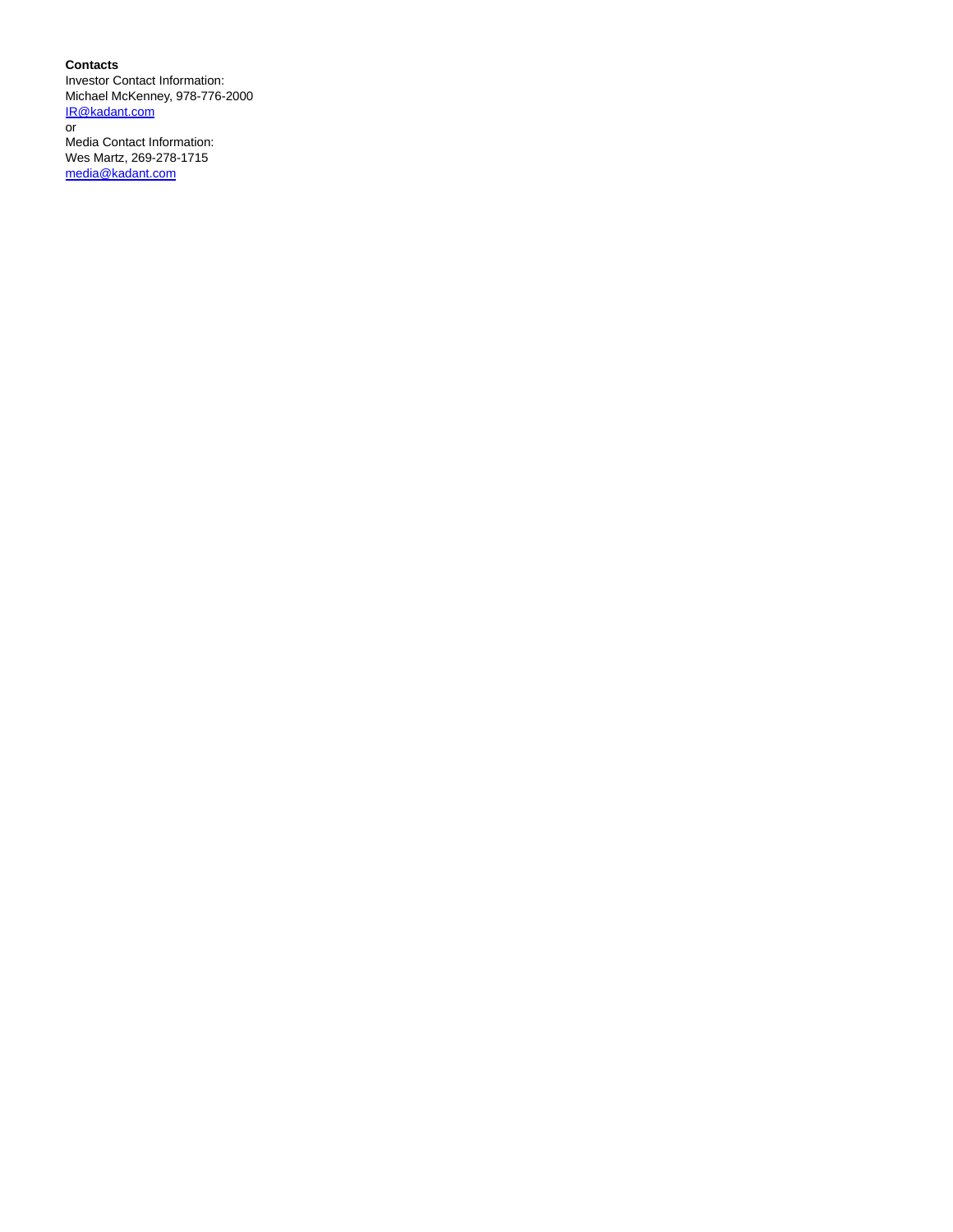**Contacts**

Investor Contact Information:
Michael McKenney, 978-776-2000
IR@kadant.com
or
Media Contact Information:
Wes Martz, 269-278-1715
media@kadant.com